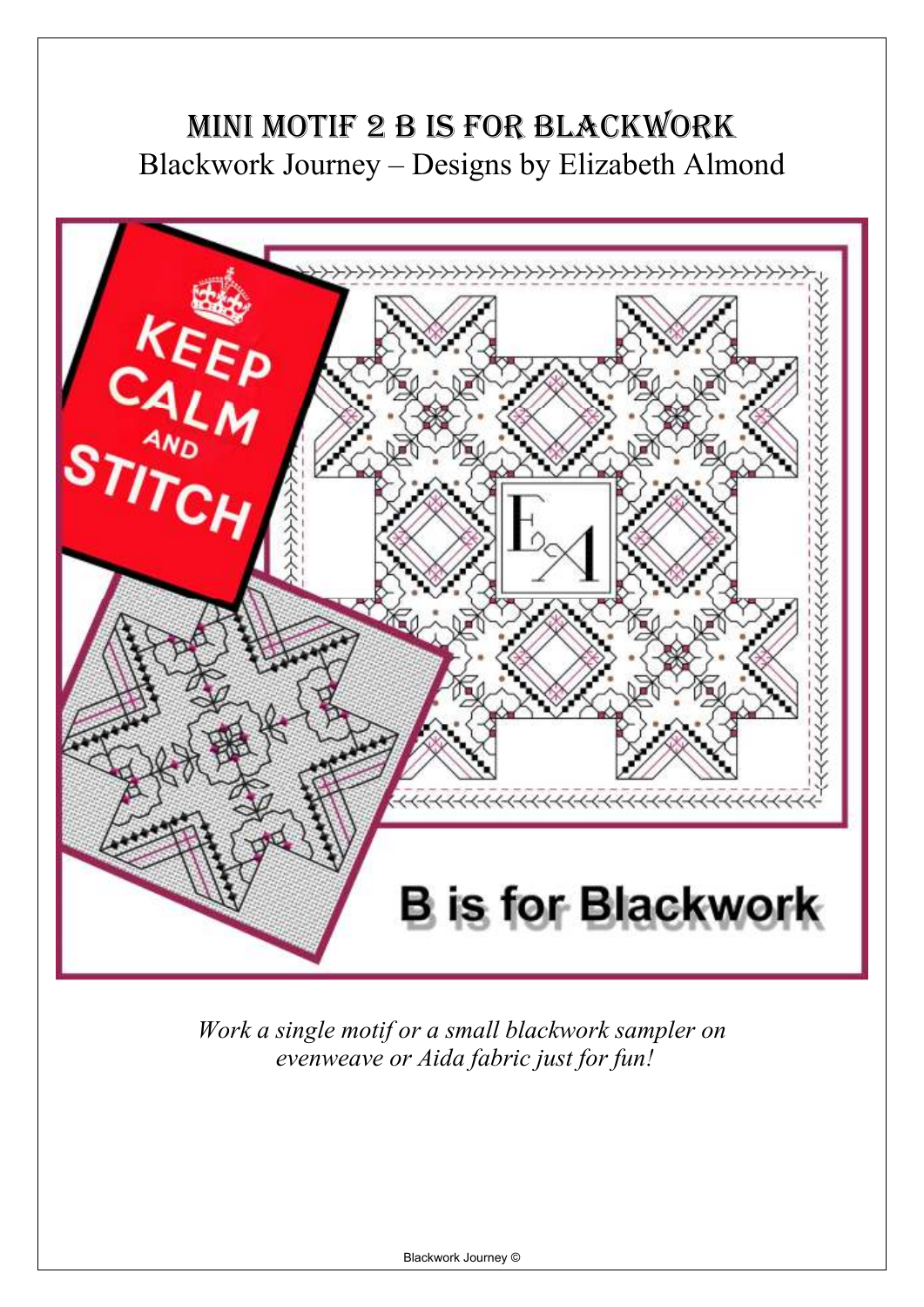# Mini Motif 2 B is for Blackwork

Blackwork Journey – Designs by Elizabeth Almond

*Work a single motif or a small blackwork sampler on evenweave or Aida fabric just for fun!*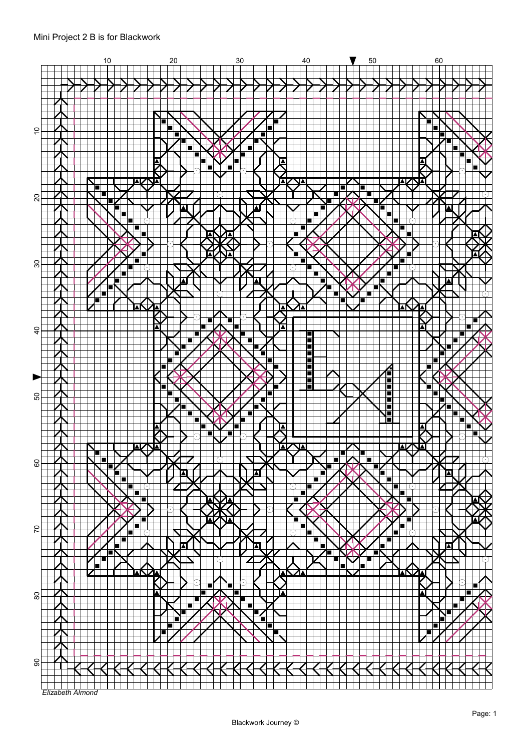Mini Project 2 B is for Blackwork

Elizabeth Almond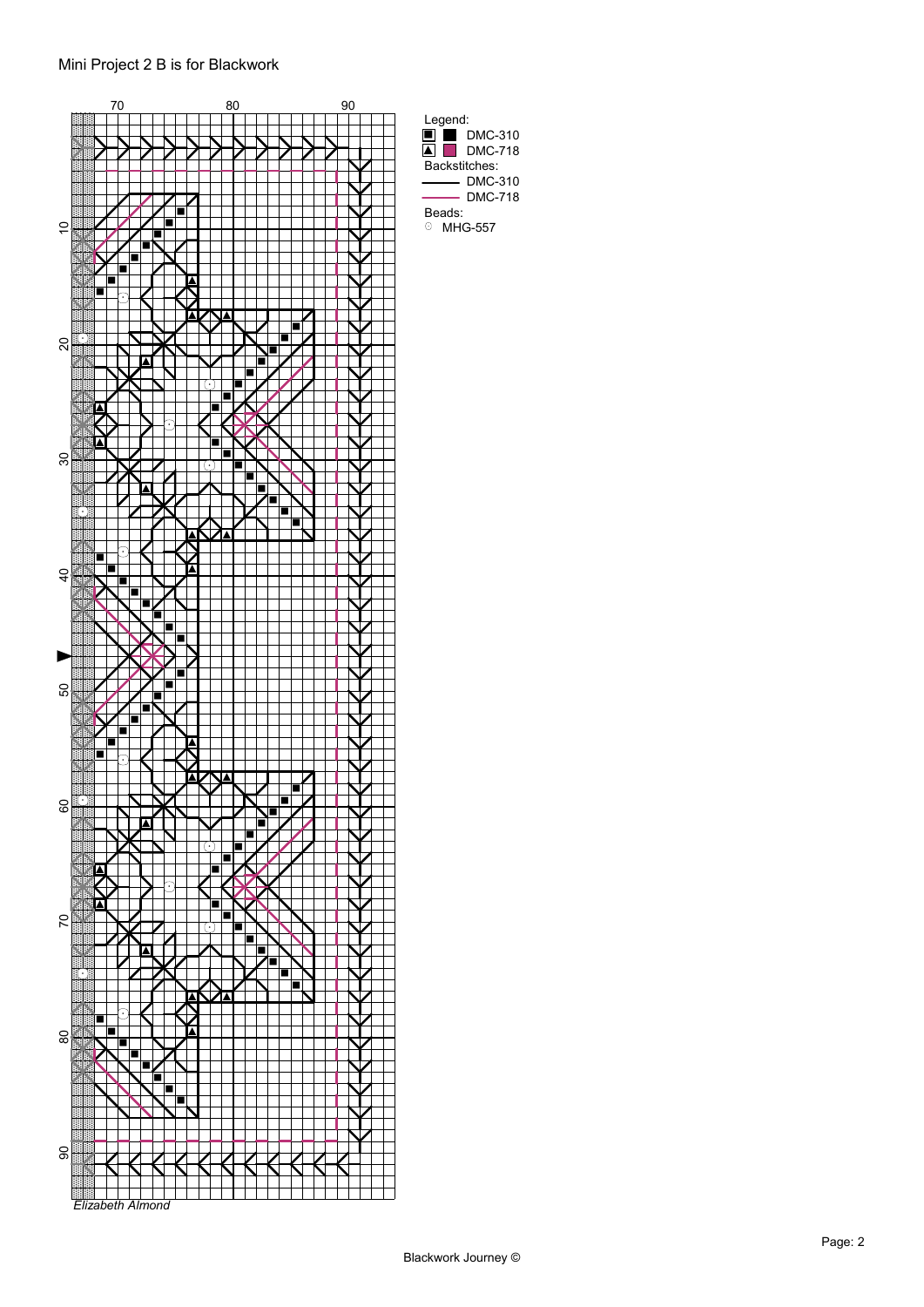Mini Project 2 B is for Blackwork

Legend:

| Symbol | Thread |
|---|---|
| ■ | DMC-310 |
| ▲ | DMC-718 |

Backstitches:

- DMC-310
- DMC-718

Beads:

- MHG-557

*Elizabeth Almond*

Blackwork Journey ©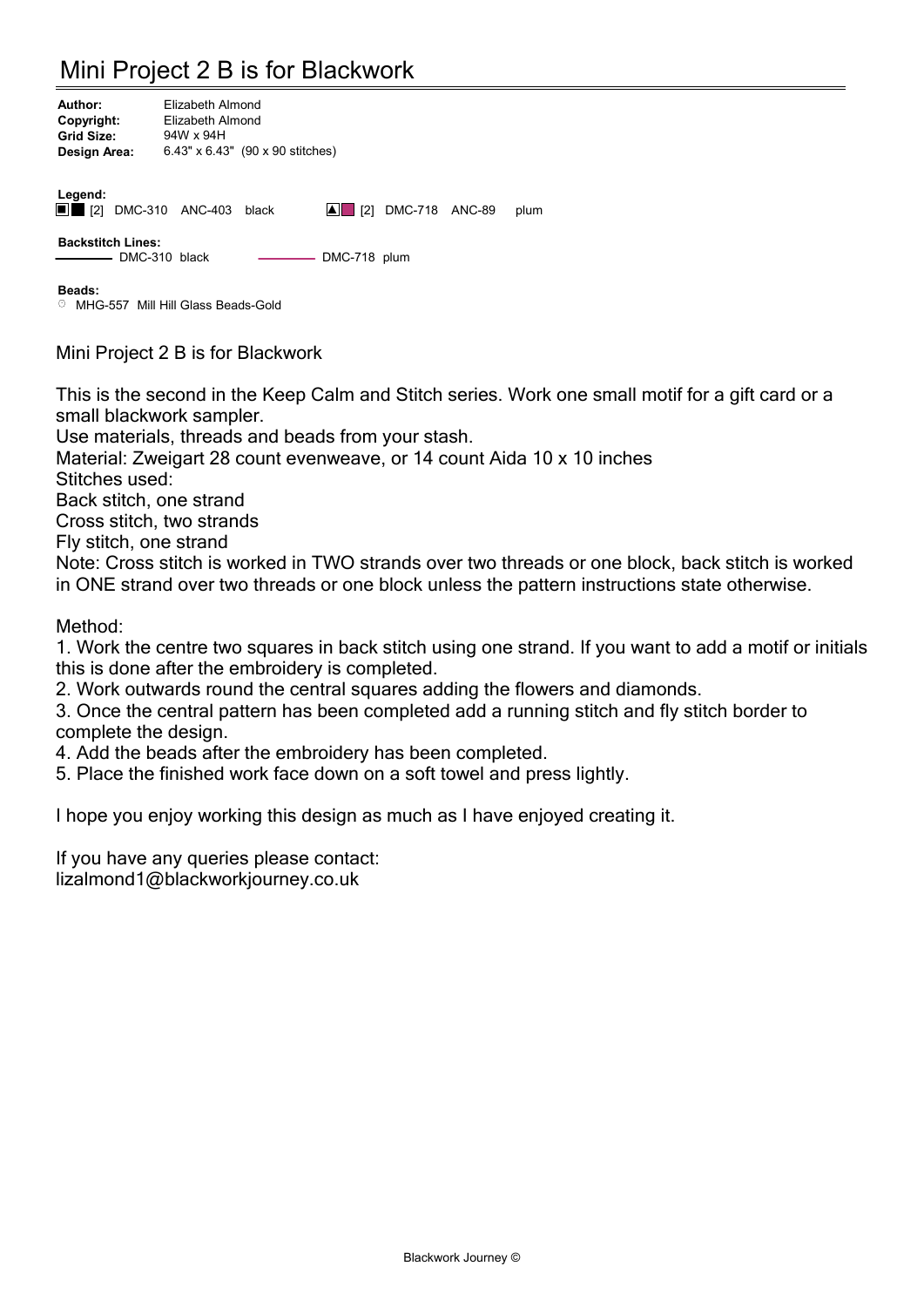# Mini Project 2 B is for Blackwork

**Author:** Elizabeth Almond
**Copyright:** Elizabeth Almond
**Grid Size:** 94W x 94H
**Design Area:** 6.43" x 6.43" (90 x 90 stitches)

**Legend:**
[2] DMC-310 ANC-403 black
[2] DMC-718 ANC-89 plum

**Backstitch Lines:**
DMC-310 black
DMC-718 plum

**Beads:**
MHG-557 Mill Hill Glass Beads-Gold

Mini Project 2 B is for Blackwork

This is the second in the Keep Calm and Stitch series. Work one small motif for a gift card or a small blackwork sampler.
Use materials, threads and beads from your stash.
Material: Zweigart 28 count evenweave, or 14 count Aida 10 x 10 inches
Stitches used:
Back stitch, one strand
Cross stitch, two strands
Fly stitch, one strand
Note: Cross stitch is worked in TWO strands over two threads or one block, back stitch is worked in ONE strand over two threads or one block unless the pattern instructions state otherwise.

Method:
1. Work the centre two squares in back stitch using one strand. If you want to add a motif or initials this is done after the embroidery is completed.
2. Work outwards round the central squares adding the flowers and diamonds.
3. Once the central pattern has been completed add a running stitch and fly stitch border to complete the design.
4. Add the beads after the embroidery has been completed.
5. Place the finished work face down on a soft towel and press lightly.

I hope you enjoy working this design as much as I have enjoyed creating it.

If you have any queries please contact:
lizalmond1@blackworkjourney.co.uk